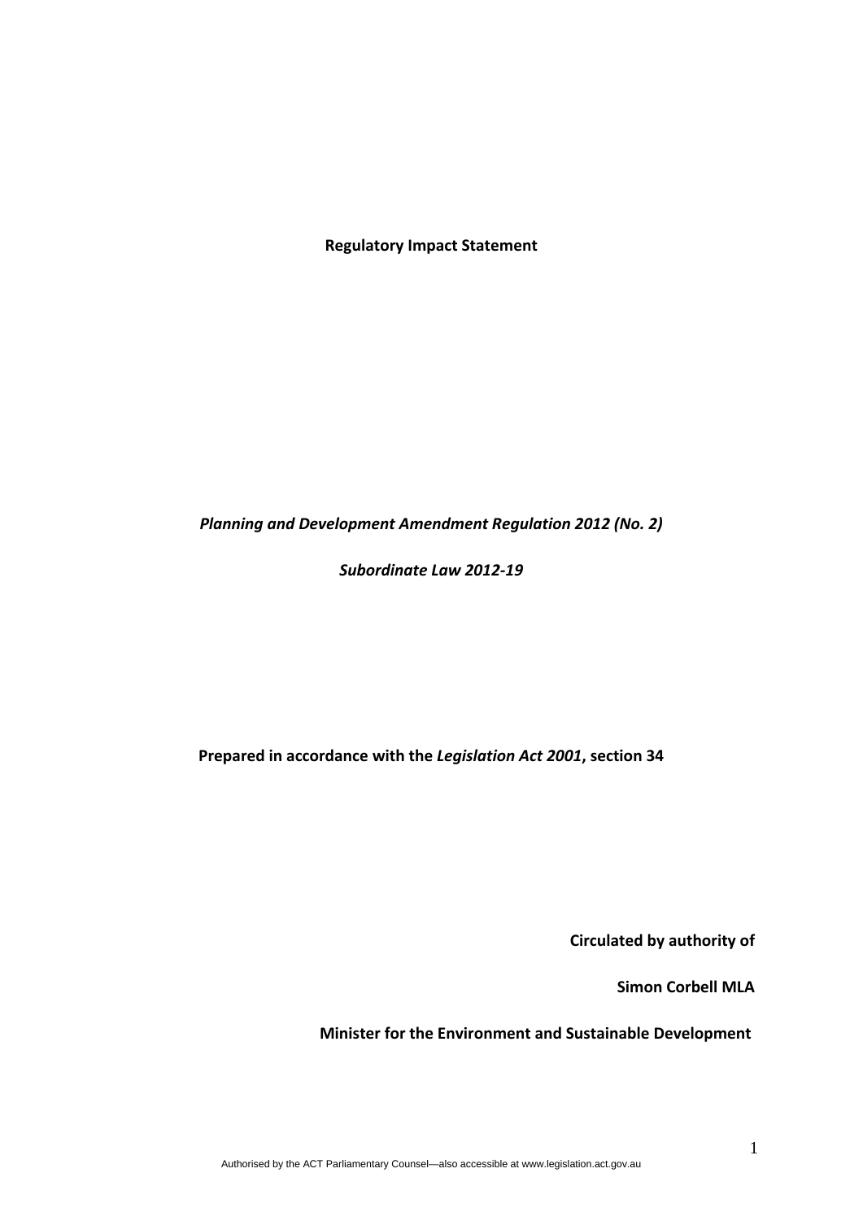**Regulatory Impact Statement**

***Planning and Development Amendment Regulation 2012 (No. 2)***

***Subordinate Law 2012-19***

**Prepared in accordance with the *Legislation Act 2001*, section 34**

**Circulated by authority of**

**Simon Corbell MLA**

**Minister for the Environment and Sustainable Development**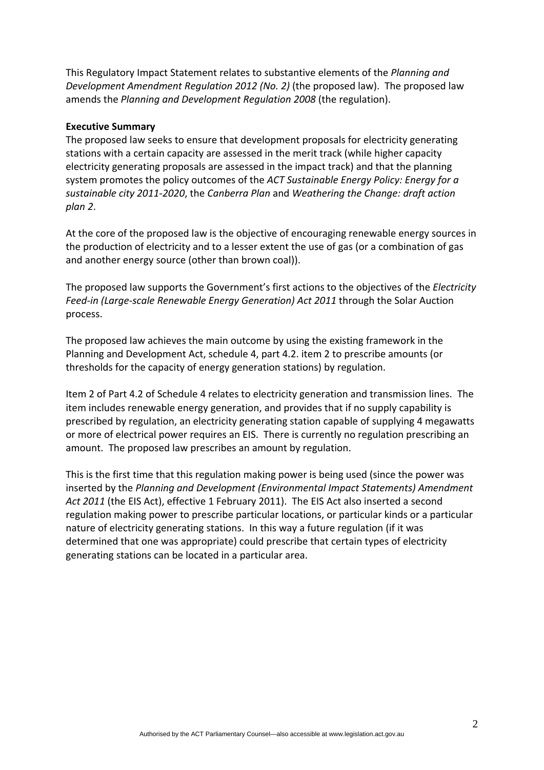This Regulatory Impact Statement relates to substantive elements of the *Planning and Development Amendment Regulation 2012 (No. 2)* (the proposed law). The proposed law amends the *Planning and Development Regulation 2008* (the regulation).

**Executive Summary**

The proposed law seeks to ensure that development proposals for electricity generating stations with a certain capacity are assessed in the merit track (while higher capacity electricity generating proposals are assessed in the impact track) and that the planning system promotes the policy outcomes of the *ACT Sustainable Energy Policy: Energy for a sustainable city 2011-2020*, the *Canberra Plan* and *Weathering the Change: draft action plan 2*.

At the core of the proposed law is the objective of encouraging renewable energy sources in the production of electricity and to a lesser extent the use of gas (or a combination of gas and another energy source (other than brown coal)).

The proposed law supports the Government's first actions to the objectives of the *Electricity Feed-in (Large-scale Renewable Energy Generation) Act 2011* through the Solar Auction process.

The proposed law achieves the main outcome by using the existing framework in the Planning and Development Act, schedule 4, part 4.2. item 2 to prescribe amounts (or thresholds for the capacity of energy generation stations) by regulation.

Item 2 of Part 4.2 of Schedule 4 relates to electricity generation and transmission lines. The item includes renewable energy generation, and provides that if no supply capability is prescribed by regulation, an electricity generating station capable of supplying 4 megawatts or more of electrical power requires an EIS. There is currently no regulation prescribing an amount. The proposed law prescribes an amount by regulation.

This is the first time that this regulation making power is being used (since the power was inserted by the *Planning and Development (Environmental Impact Statements) Amendment Act 2011* (the EIS Act), effective 1 February 2011). The EIS Act also inserted a second regulation making power to prescribe particular locations, or particular kinds or a particular nature of electricity generating stations. In this way a future regulation (if it was determined that one was appropriate) could prescribe that certain types of electricity generating stations can be located in a particular area.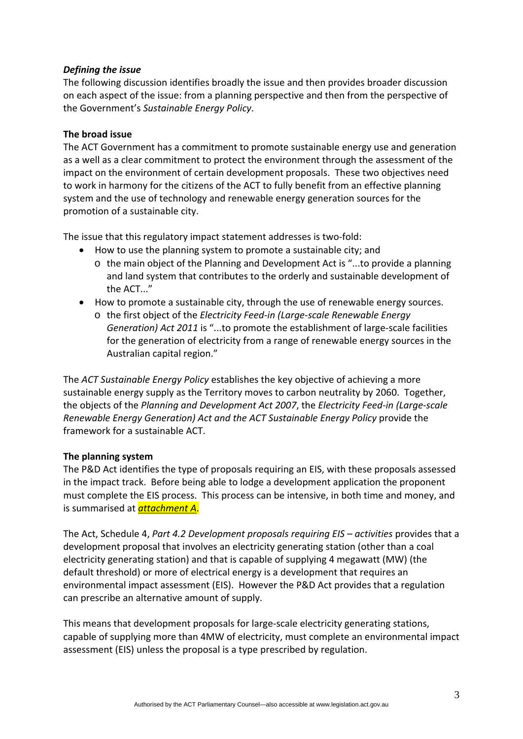### *Defining the issue*

The following discussion identifies broadly the issue and then provides broader discussion on each aspect of the issue: from a planning perspective and then from the perspective of the Government's *Sustainable Energy Policy*.

### The broad issue

The ACT Government has a commitment to promote sustainable energy use and generation as a well as a clear commitment to protect the environment through the assessment of the impact on the environment of certain development proposals. These two objectives need to work in harmony for the citizens of the ACT to fully benefit from an effective planning system and the use of technology and renewable energy generation sources for the promotion of a sustainable city.

The issue that this regulatory impact statement addresses is two-fold:

- How to use the planning system to promote a sustainable city; and
  - the main object of the Planning and Development Act is "...to provide a planning and land system that contributes to the orderly and sustainable development of the ACT..."
- How to promote a sustainable city, through the use of renewable energy sources.
  - the first object of the *Electricity Feed-in (Large-scale Renewable Energy Generation) Act 2011* is "...to promote the establishment of large-scale facilities for the generation of electricity from a range of renewable energy sources in the Australian capital region."

The *ACT Sustainable Energy Policy* establishes the key objective of achieving a more sustainable energy supply as the Territory moves to carbon neutrality by 2060. Together, the objects of the *Planning and Development Act 2007*, the *Electricity Feed-in (Large-scale Renewable Energy Generation) Act and the ACT Sustainable Energy Policy* provide the framework for a sustainable ACT.

### The planning system

The P&D Act identifies the type of proposals requiring an EIS, with these proposals assessed in the impact track. Before being able to lodge a development application the proponent must complete the EIS process. This process can be intensive, in both time and money, and is summarised at ***attachment A***.

The Act, Schedule 4, *Part 4.2 Development proposals requiring EIS – activities* provides that a development proposal that involves an electricity generating station (other than a coal electricity generating station) and that is capable of supplying 4 megawatt (MW) (the default threshold) or more of electrical energy is a development that requires an environmental impact assessment (EIS). However the P&D Act provides that a regulation can prescribe an alternative amount of supply.

This means that development proposals for large-scale electricity generating stations, capable of supplying more than 4MW of electricity, must complete an environmental impact assessment (EIS) unless the proposal is a type prescribed by regulation.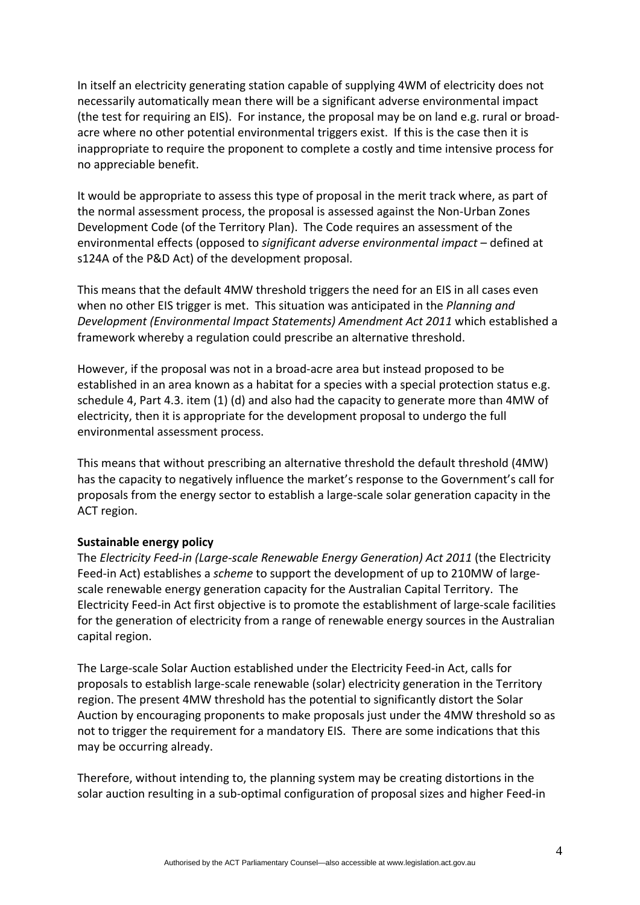In itself an electricity generating station capable of supplying 4WM of electricity does not necessarily automatically mean there will be a significant adverse environmental impact (the test for requiring an EIS). For instance, the proposal may be on land e.g. rural or broad-acre where no other potential environmental triggers exist. If this is the case then it is inappropriate to require the proponent to complete a costly and time intensive process for no appreciable benefit.

It would be appropriate to assess this type of proposal in the merit track where, as part of the normal assessment process, the proposal is assessed against the Non-Urban Zones Development Code (of the Territory Plan). The Code requires an assessment of the environmental effects (opposed to *significant adverse environmental impact* – defined at s124A of the P&D Act) of the development proposal.

This means that the default 4MW threshold triggers the need for an EIS in all cases even when no other EIS trigger is met. This situation was anticipated in the *Planning and Development (Environmental Impact Statements) Amendment Act 2011* which established a framework whereby a regulation could prescribe an alternative threshold.

However, if the proposal was not in a broad-acre area but instead proposed to be established in an area known as a habitat for a species with a special protection status e.g. schedule 4, Part 4.3. item (1) (d) and also had the capacity to generate more than 4MW of electricity, then it is appropriate for the development proposal to undergo the full environmental assessment process.

This means that without prescribing an alternative threshold the default threshold (4MW) has the capacity to negatively influence the market's response to the Government's call for proposals from the energy sector to establish a large-scale solar generation capacity in the ACT region.

**Sustainable energy policy**

The *Electricity Feed-in (Large-scale Renewable Energy Generation) Act 2011* (the Electricity Feed-in Act) establishes a *scheme* to support the development of up to 210MW of large-scale renewable energy generation capacity for the Australian Capital Territory. The Electricity Feed-in Act first objective is to promote the establishment of large-scale facilities for the generation of electricity from a range of renewable energy sources in the Australian capital region.

The Large-scale Solar Auction established under the Electricity Feed-in Act, calls for proposals to establish large-scale renewable (solar) electricity generation in the Territory region. The present 4MW threshold has the potential to significantly distort the Solar Auction by encouraging proponents to make proposals just under the 4MW threshold so as not to trigger the requirement for a mandatory EIS. There are some indications that this may be occurring already.

Therefore, without intending to, the planning system may be creating distortions in the solar auction resulting in a sub-optimal configuration of proposal sizes and higher Feed-in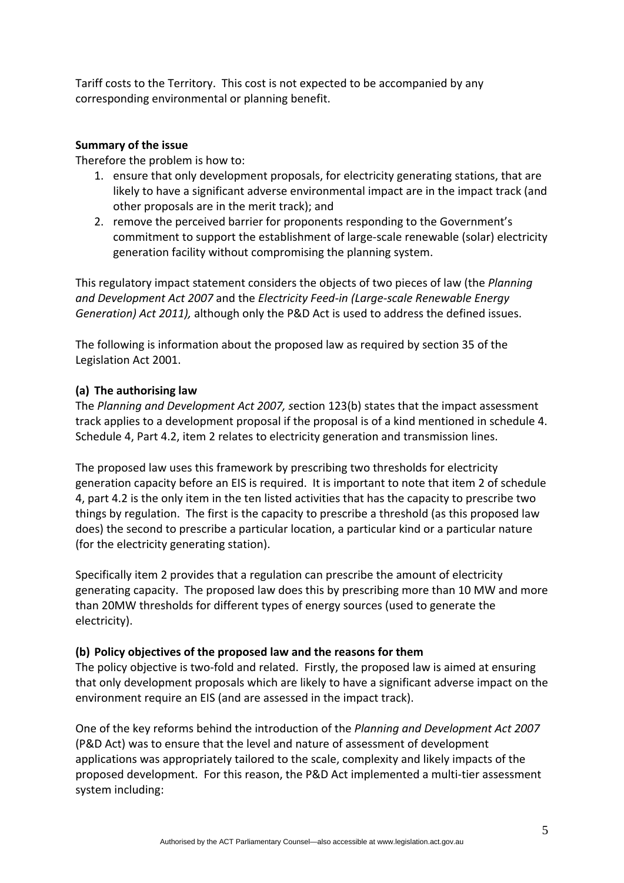Tariff costs to the Territory. This cost is not expected to be accompanied by any corresponding environmental or planning benefit.

**Summary of the issue**

Therefore the problem is how to:

1. ensure that only development proposals, for electricity generating stations, that are likely to have a significant adverse environmental impact are in the impact track (and other proposals are in the merit track); and
2. remove the perceived barrier for proponents responding to the Government's commitment to support the establishment of large-scale renewable (solar) electricity generation facility without compromising the planning system.

This regulatory impact statement considers the objects of two pieces of law (the *Planning and Development Act 2007* and the *Electricity Feed-in (Large-scale Renewable Energy Generation) Act 2011),* although only the P&D Act is used to address the defined issues.

The following is information about the proposed law as required by section 35 of the Legislation Act 2001.

**(a) The authorising law**

The *Planning and Development Act 2007, s*ection 123(b) states that the impact assessment track applies to a development proposal if the proposal is of a kind mentioned in schedule 4. Schedule 4, Part 4.2, item 2 relates to electricity generation and transmission lines.

The proposed law uses this framework by prescribing two thresholds for electricity generation capacity before an EIS is required. It is important to note that item 2 of schedule 4, part 4.2 is the only item in the ten listed activities that has the capacity to prescribe two things by regulation. The first is the capacity to prescribe a threshold (as this proposed law does) the second to prescribe a particular location, a particular kind or a particular nature (for the electricity generating station).

Specifically item 2 provides that a regulation can prescribe the amount of electricity generating capacity. The proposed law does this by prescribing more than 10 MW and more than 20MW thresholds for different types of energy sources (used to generate the electricity).

**(b) Policy objectives of the proposed law and the reasons for them**

The policy objective is two-fold and related. Firstly, the proposed law is aimed at ensuring that only development proposals which are likely to have a significant adverse impact on the environment require an EIS (and are assessed in the impact track).

One of the key reforms behind the introduction of the *Planning and Development Act 2007* (P&D Act) was to ensure that the level and nature of assessment of development applications was appropriately tailored to the scale, complexity and likely impacts of the proposed development. For this reason, the P&D Act implemented a multi-tier assessment system including: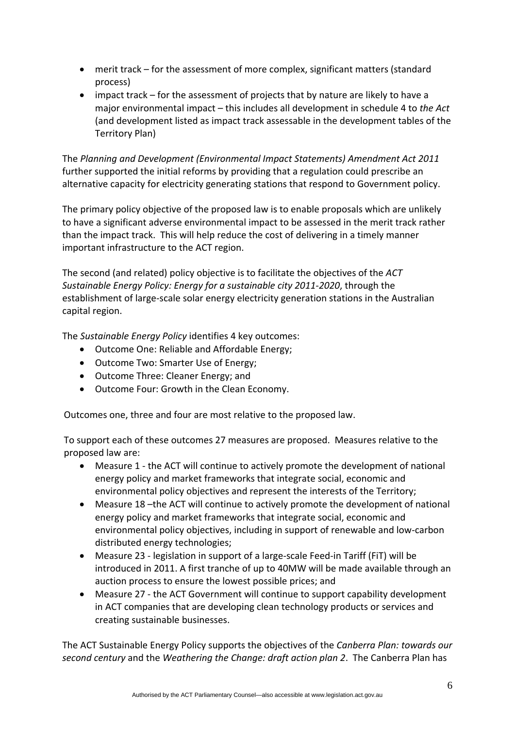- merit track – for the assessment of more complex, significant matters (standard process)
- impact track – for the assessment of projects that by nature are likely to have a major environmental impact – this includes all development in schedule 4 to *the Act* (and development listed as impact track assessable in the development tables of the Territory Plan)

The *Planning and Development (Environmental Impact Statements) Amendment Act 2011* further supported the initial reforms by providing that a regulation could prescribe an alternative capacity for electricity generating stations that respond to Government policy.

The primary policy objective of the proposed law is to enable proposals which are unlikely to have a significant adverse environmental impact to be assessed in the merit track rather than the impact track. This will help reduce the cost of delivering in a timely manner important infrastructure to the ACT region.

The second (and related) policy objective is to facilitate the objectives of the *ACT Sustainable Energy Policy: Energy for a sustainable city 2011-2020*, through the establishment of large-scale solar energy electricity generation stations in the Australian capital region.

The *Sustainable Energy Policy* identifies 4 key outcomes:

- Outcome One: Reliable and Affordable Energy;
- Outcome Two: Smarter Use of Energy;
- Outcome Three: Cleaner Energy; and
- Outcome Four: Growth in the Clean Economy.

Outcomes one, three and four are most relative to the proposed law.

To support each of these outcomes 27 measures are proposed. Measures relative to the proposed law are:

- Measure 1 - the ACT will continue to actively promote the development of national energy policy and market frameworks that integrate social, economic and environmental policy objectives and represent the interests of the Territory;
- Measure 18 –the ACT will continue to actively promote the development of national energy policy and market frameworks that integrate social, economic and environmental policy objectives, including in support of renewable and low-carbon distributed energy technologies;
- Measure 23 - legislation in support of a large-scale Feed-in Tariff (FiT) will be introduced in 2011. A first tranche of up to 40MW will be made available through an auction process to ensure the lowest possible prices; and
- Measure 27 - the ACT Government will continue to support capability development in ACT companies that are developing clean technology products or services and creating sustainable businesses.

The ACT Sustainable Energy Policy supports the objectives of the *Canberra Plan: towards our second century* and the *Weathering the Change: draft action plan 2*. The Canberra Plan has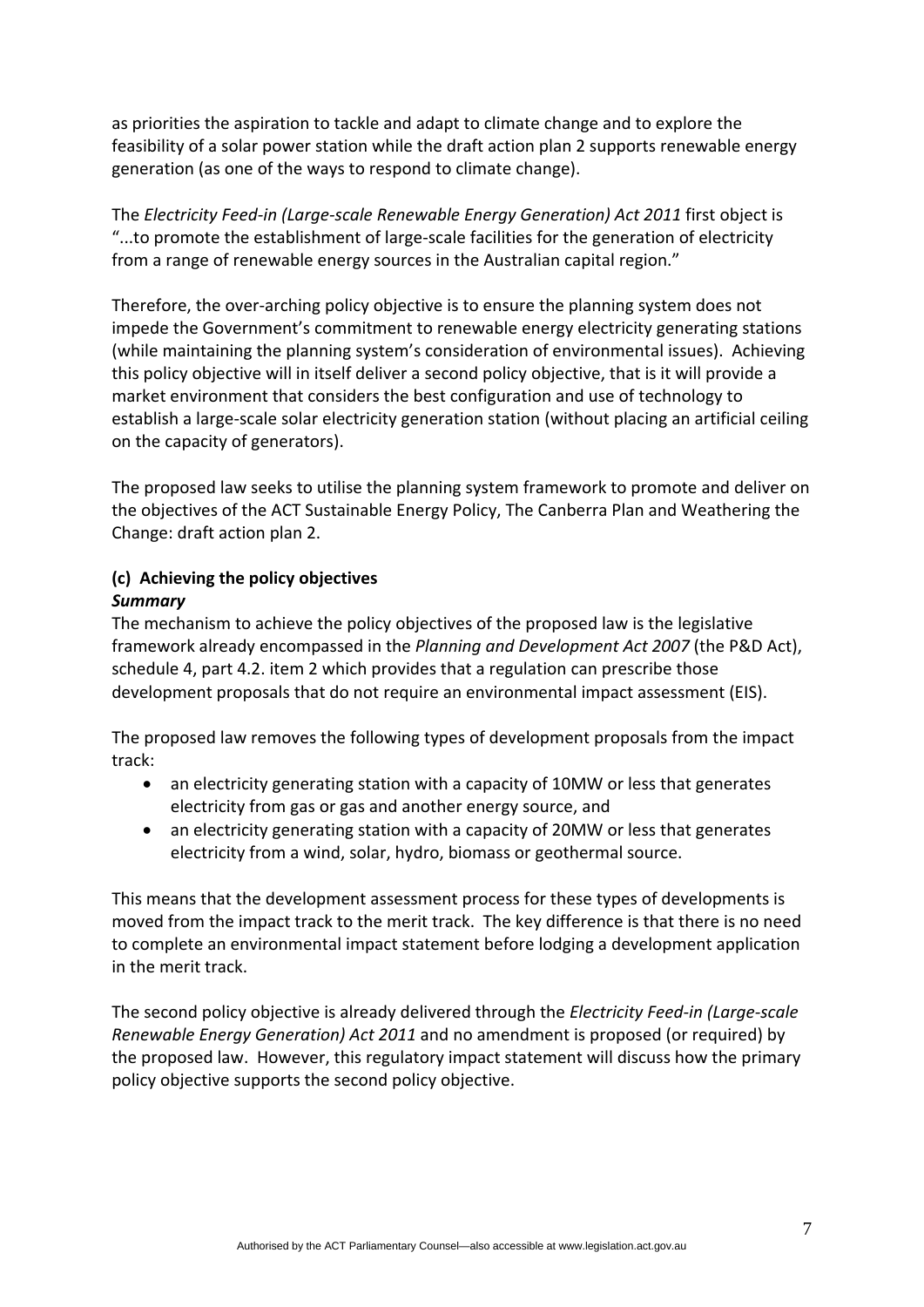as priorities the aspiration to tackle and adapt to climate change and to explore the feasibility of a solar power station while the draft action plan 2 supports renewable energy generation (as one of the ways to respond to climate change).

The *Electricity Feed-in (Large-scale Renewable Energy Generation) Act 2011* first object is "...to promote the establishment of large-scale facilities for the generation of electricity from a range of renewable energy sources in the Australian capital region."

Therefore, the over-arching policy objective is to ensure the planning system does not impede the Government's commitment to renewable energy electricity generating stations (while maintaining the planning system's consideration of environmental issues). Achieving this policy objective will in itself deliver a second policy objective, that is it will provide a market environment that considers the best configuration and use of technology to establish a large-scale solar electricity generation station (without placing an artificial ceiling on the capacity of generators).

The proposed law seeks to utilise the planning system framework to promote and deliver on the objectives of the ACT Sustainable Energy Policy, The Canberra Plan and Weathering the Change: draft action plan 2.

### (c) Achieving the policy objectives

***Summary***

The mechanism to achieve the policy objectives of the proposed law is the legislative framework already encompassed in the *Planning and Development Act 2007* (the P&D Act), schedule 4, part 4.2. item 2 which provides that a regulation can prescribe those development proposals that do not require an environmental impact assessment (EIS).

The proposed law removes the following types of development proposals from the impact track:

- an electricity generating station with a capacity of 10MW or less that generates electricity from gas or gas and another energy source, and
- an electricity generating station with a capacity of 20MW or less that generates electricity from a wind, solar, hydro, biomass or geothermal source.

This means that the development assessment process for these types of developments is moved from the impact track to the merit track. The key difference is that there is no need to complete an environmental impact statement before lodging a development application in the merit track.

The second policy objective is already delivered through the *Electricity Feed-in (Large-scale Renewable Energy Generation) Act 2011* and no amendment is proposed (or required) by the proposed law. However, this regulatory impact statement will discuss how the primary policy objective supports the second policy objective.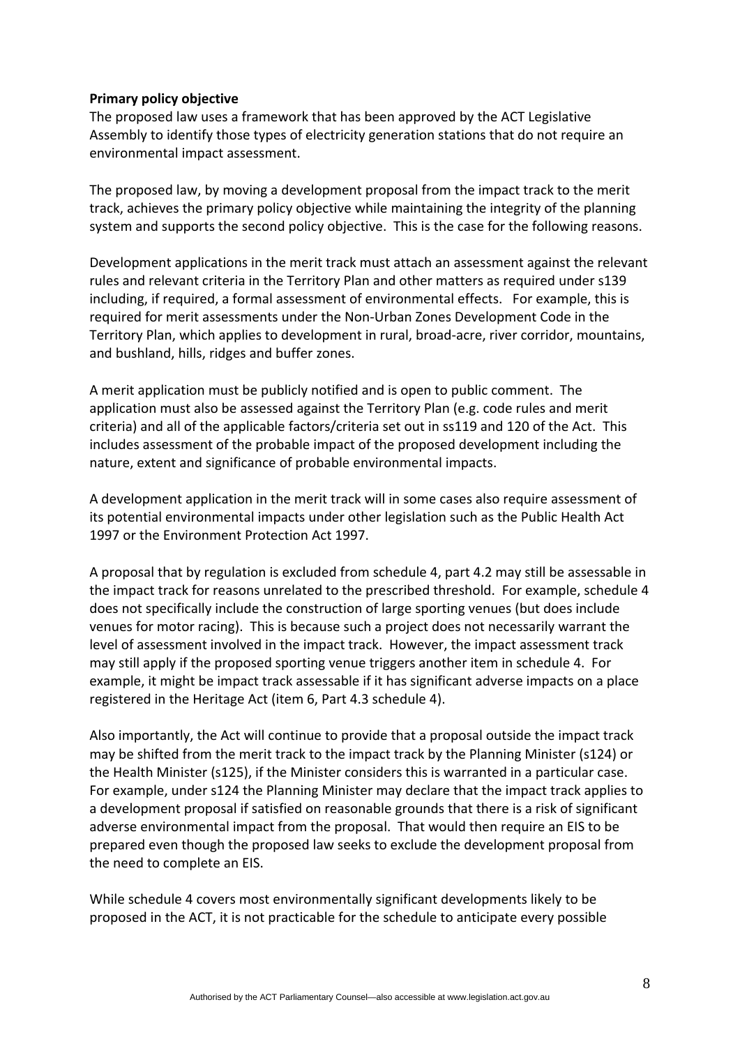**Primary policy objective**

The proposed law uses a framework that has been approved by the ACT Legislative Assembly to identify those types of electricity generation stations that do not require an environmental impact assessment.

The proposed law, by moving a development proposal from the impact track to the merit track, achieves the primary policy objective while maintaining the integrity of the planning system and supports the second policy objective. This is the case for the following reasons.

Development applications in the merit track must attach an assessment against the relevant rules and relevant criteria in the Territory Plan and other matters as required under s139 including, if required, a formal assessment of environmental effects. For example, this is required for merit assessments under the Non-Urban Zones Development Code in the Territory Plan, which applies to development in rural, broad-acre, river corridor, mountains, and bushland, hills, ridges and buffer zones.

A merit application must be publicly notified and is open to public comment. The application must also be assessed against the Territory Plan (e.g. code rules and merit criteria) and all of the applicable factors/criteria set out in ss119 and 120 of the Act. This includes assessment of the probable impact of the proposed development including the nature, extent and significance of probable environmental impacts.

A development application in the merit track will in some cases also require assessment of its potential environmental impacts under other legislation such as the Public Health Act 1997 or the Environment Protection Act 1997.

A proposal that by regulation is excluded from schedule 4, part 4.2 may still be assessable in the impact track for reasons unrelated to the prescribed threshold. For example, schedule 4 does not specifically include the construction of large sporting venues (but does include venues for motor racing). This is because such a project does not necessarily warrant the level of assessment involved in the impact track. However, the impact assessment track may still apply if the proposed sporting venue triggers another item in schedule 4. For example, it might be impact track assessable if it has significant adverse impacts on a place registered in the Heritage Act (item 6, Part 4.3 schedule 4).

Also importantly, the Act will continue to provide that a proposal outside the impact track may be shifted from the merit track to the impact track by the Planning Minister (s124) or the Health Minister (s125), if the Minister considers this is warranted in a particular case. For example, under s124 the Planning Minister may declare that the impact track applies to a development proposal if satisfied on reasonable grounds that there is a risk of significant adverse environmental impact from the proposal. That would then require an EIS to be prepared even though the proposed law seeks to exclude the development proposal from the need to complete an EIS.

While schedule 4 covers most environmentally significant developments likely to be proposed in the ACT, it is not practicable for the schedule to anticipate every possible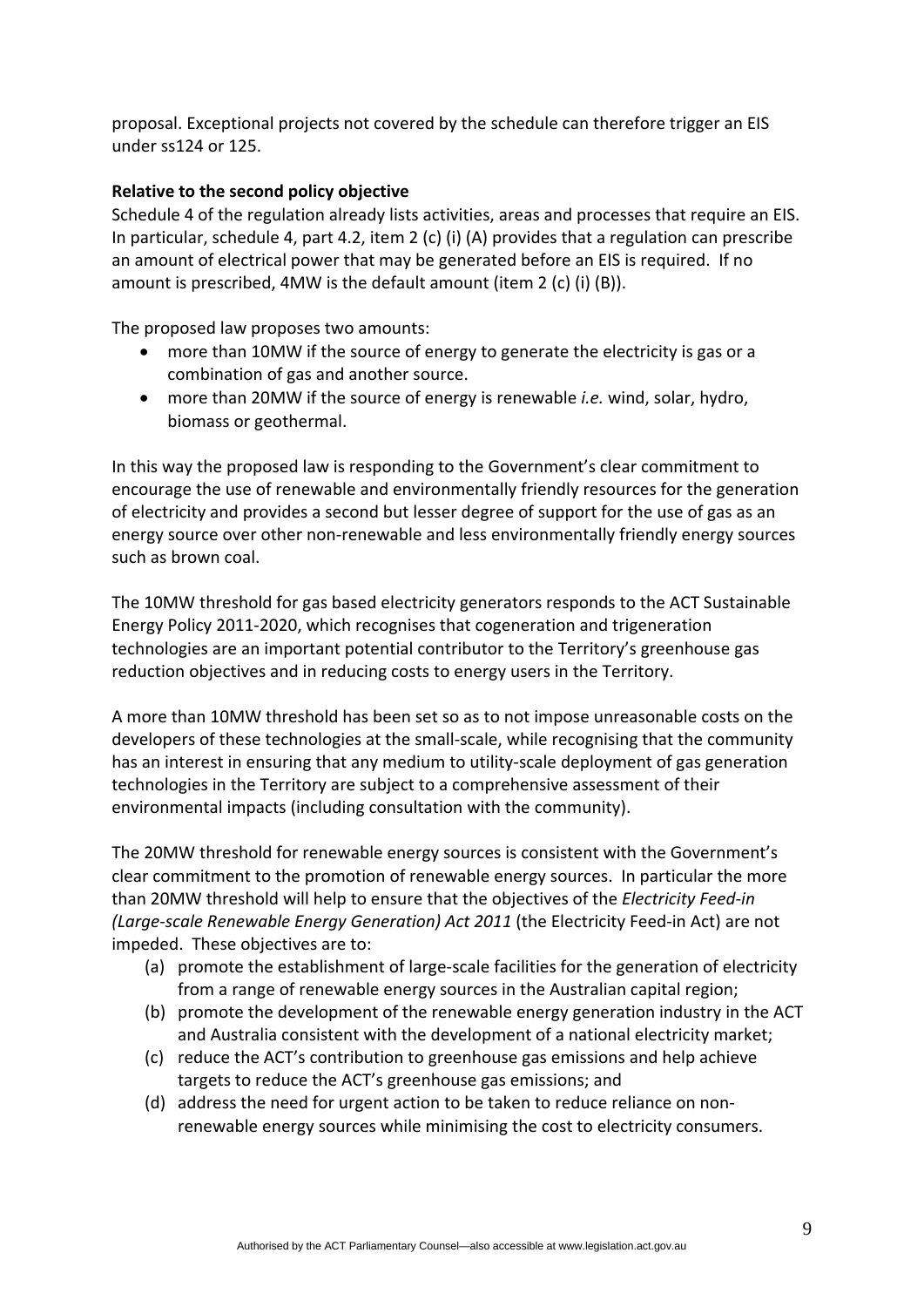proposal. Exceptional projects not covered by the schedule can therefore trigger an EIS under ss124 or 125.

**Relative to the second policy objective**

Schedule 4 of the regulation already lists activities, areas and processes that require an EIS. In particular, schedule 4, part 4.2, item 2 (c) (i) (A) provides that a regulation can prescribe an amount of electrical power that may be generated before an EIS is required. If no amount is prescribed, 4MW is the default amount (item 2 (c) (i) (B)).

The proposed law proposes two amounts:

- more than 10MW if the source of energy to generate the electricity is gas or a combination of gas and another source.
- more than 20MW if the source of energy is renewable *i.e.* wind, solar, hydro, biomass or geothermal.

In this way the proposed law is responding to the Government's clear commitment to encourage the use of renewable and environmentally friendly resources for the generation of electricity and provides a second but lesser degree of support for the use of gas as an energy source over other non-renewable and less environmentally friendly energy sources such as brown coal.

The 10MW threshold for gas based electricity generators responds to the ACT Sustainable Energy Policy 2011-2020, which recognises that cogeneration and trigeneration technologies are an important potential contributor to the Territory's greenhouse gas reduction objectives and in reducing costs to energy users in the Territory.

A more than 10MW threshold has been set so as to not impose unreasonable costs on the developers of these technologies at the small-scale, while recognising that the community has an interest in ensuring that any medium to utility-scale deployment of gas generation technologies in the Territory are subject to a comprehensive assessment of their environmental impacts (including consultation with the community).

The 20MW threshold for renewable energy sources is consistent with the Government's clear commitment to the promotion of renewable energy sources. In particular the more than 20MW threshold will help to ensure that the objectives of the *Electricity Feed-in (Large-scale Renewable Energy Generation) Act 2011* (the Electricity Feed-in Act) are not impeded. These objectives are to:

(a) promote the establishment of large-scale facilities for the generation of electricity from a range of renewable energy sources in the Australian capital region;

(b) promote the development of the renewable energy generation industry in the ACT and Australia consistent with the development of a national electricity market;

(c) reduce the ACT's contribution to greenhouse gas emissions and help achieve targets to reduce the ACT's greenhouse gas emissions; and

(d) address the need for urgent action to be taken to reduce reliance on non-renewable energy sources while minimising the cost to electricity consumers.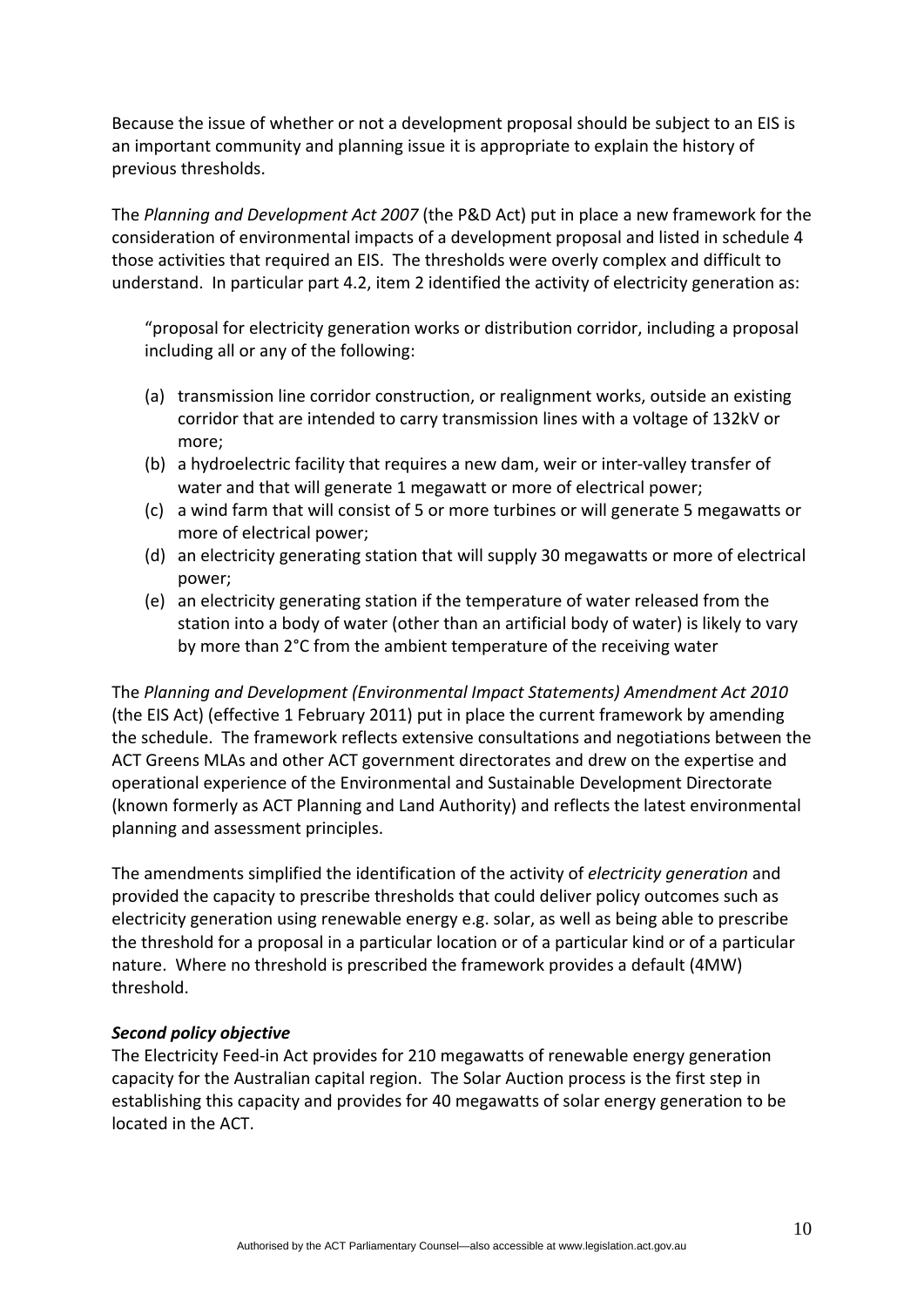Because the issue of whether or not a development proposal should be subject to an EIS is an important community and planning issue it is appropriate to explain the history of previous thresholds.

The *Planning and Development Act 2007* (the P&D Act) put in place a new framework for the consideration of environmental impacts of a development proposal and listed in schedule 4 those activities that required an EIS. The thresholds were overly complex and difficult to understand. In particular part 4.2, item 2 identified the activity of electricity generation as:

> "proposal for electricity generation works or distribution corridor, including a proposal including all or any of the following:
>
> (a) transmission line corridor construction, or realignment works, outside an existing corridor that are intended to carry transmission lines with a voltage of 132kV or more;
> (b) a hydroelectric facility that requires a new dam, weir or inter-valley transfer of water and that will generate 1 megawatt or more of electrical power;
> (c) a wind farm that will consist of 5 or more turbines or will generate 5 megawatts or more of electrical power;
> (d) an electricity generating station that will supply 30 megawatts or more of electrical power;
> (e) an electricity generating station if the temperature of water released from the station into a body of water (other than an artificial body of water) is likely to vary by more than 2°C from the ambient temperature of the receiving water

The *Planning and Development (Environmental Impact Statements) Amendment Act 2010* (the EIS Act) (effective 1 February 2011) put in place the current framework by amending the schedule. The framework reflects extensive consultations and negotiations between the ACT Greens MLAs and other ACT government directorates and drew on the expertise and operational experience of the Environmental and Sustainable Development Directorate (known formerly as ACT Planning and Land Authority) and reflects the latest environmental planning and assessment principles.

The amendments simplified the identification of the activity of *electricity generation* and provided the capacity to prescribe thresholds that could deliver policy outcomes such as electricity generation using renewable energy e.g. solar, as well as being able to prescribe the threshold for a proposal in a particular location or of a particular kind or of a particular nature. Where no threshold is prescribed the framework provides a default (4MW) threshold.

***Second policy objective***

The Electricity Feed-in Act provides for 210 megawatts of renewable energy generation capacity for the Australian capital region. The Solar Auction process is the first step in establishing this capacity and provides for 40 megawatts of solar energy generation to be located in the ACT.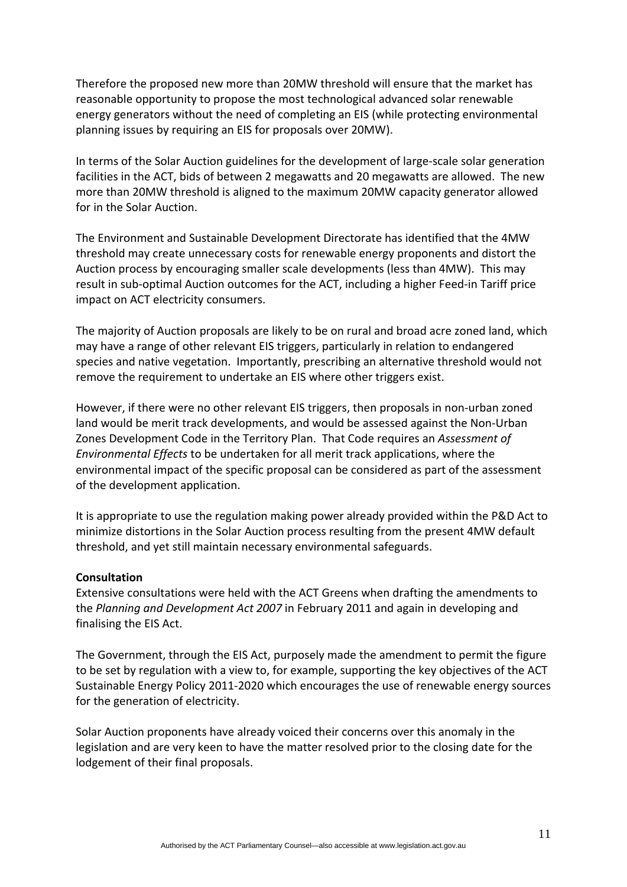Therefore the proposed new more than 20MW threshold will ensure that the market has reasonable opportunity to propose the most technological advanced solar renewable energy generators without the need of completing an EIS (while protecting environmental planning issues by requiring an EIS for proposals over 20MW).

In terms of the Solar Auction guidelines for the development of large-scale solar generation facilities in the ACT, bids of between 2 megawatts and 20 megawatts are allowed. The new more than 20MW threshold is aligned to the maximum 20MW capacity generator allowed for in the Solar Auction.

The Environment and Sustainable Development Directorate has identified that the 4MW threshold may create unnecessary costs for renewable energy proponents and distort the Auction process by encouraging smaller scale developments (less than 4MW). This may result in sub-optimal Auction outcomes for the ACT, including a higher Feed-in Tariff price impact on ACT electricity consumers.

The majority of Auction proposals are likely to be on rural and broad acre zoned land, which may have a range of other relevant EIS triggers, particularly in relation to endangered species and native vegetation. Importantly, prescribing an alternative threshold would not remove the requirement to undertake an EIS where other triggers exist.

However, if there were no other relevant EIS triggers, then proposals in non-urban zoned land would be merit track developments, and would be assessed against the Non-Urban Zones Development Code in the Territory Plan. That Code requires an *Assessment of Environmental Effects* to be undertaken for all merit track applications, where the environmental impact of the specific proposal can be considered as part of the assessment of the development application.

It is appropriate to use the regulation making power already provided within the P&D Act to minimize distortions in the Solar Auction process resulting from the present 4MW default threshold, and yet still maintain necessary environmental safeguards.

**Consultation**

Extensive consultations were held with the ACT Greens when drafting the amendments to the *Planning and Development Act 2007* in February 2011 and again in developing and finalising the EIS Act.

The Government, through the EIS Act, purposely made the amendment to permit the figure to be set by regulation with a view to, for example, supporting the key objectives of the ACT Sustainable Energy Policy 2011-2020 which encourages the use of renewable energy sources for the generation of electricity.

Solar Auction proponents have already voiced their concerns over this anomaly in the legislation and are very keen to have the matter resolved prior to the closing date for the lodgement of their final proposals.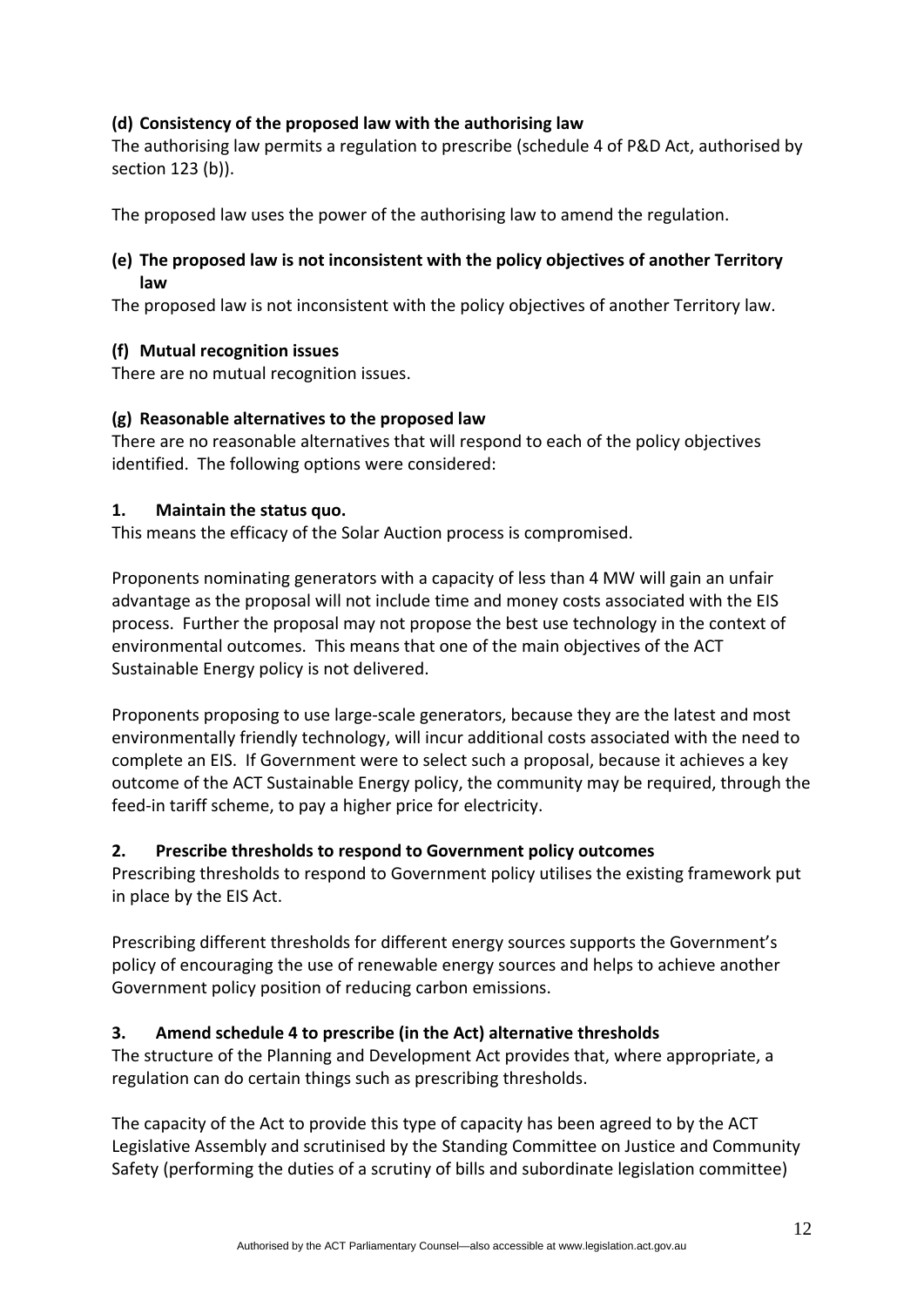**(d) Consistency of the proposed law with the authorising law**

The authorising law permits a regulation to prescribe (schedule 4 of P&D Act, authorised by section 123 (b)).

The proposed law uses the power of the authorising law to amend the regulation.

**(e) The proposed law is not inconsistent with the policy objectives of another Territory law**

The proposed law is not inconsistent with the policy objectives of another Territory law.

**(f) Mutual recognition issues**

There are no mutual recognition issues.

**(g) Reasonable alternatives to the proposed law**

There are no reasonable alternatives that will respond to each of the policy objectives identified. The following options were considered:

**1. Maintain the status quo.**

This means the efficacy of the Solar Auction process is compromised.

Proponents nominating generators with a capacity of less than 4 MW will gain an unfair advantage as the proposal will not include time and money costs associated with the EIS process. Further the proposal may not propose the best use technology in the context of environmental outcomes. This means that one of the main objectives of the ACT Sustainable Energy policy is not delivered.

Proponents proposing to use large-scale generators, because they are the latest and most environmentally friendly technology, will incur additional costs associated with the need to complete an EIS. If Government were to select such a proposal, because it achieves a key outcome of the ACT Sustainable Energy policy, the community may be required, through the feed-in tariff scheme, to pay a higher price for electricity.

**2. Prescribe thresholds to respond to Government policy outcomes**

Prescribing thresholds to respond to Government policy utilises the existing framework put in place by the EIS Act.

Prescribing different thresholds for different energy sources supports the Government's policy of encouraging the use of renewable energy sources and helps to achieve another Government policy position of reducing carbon emissions.

**3. Amend schedule 4 to prescribe (in the Act) alternative thresholds**

The structure of the Planning and Development Act provides that, where appropriate, a regulation can do certain things such as prescribing thresholds.

The capacity of the Act to provide this type of capacity has been agreed to by the ACT Legislative Assembly and scrutinised by the Standing Committee on Justice and Community Safety (performing the duties of a scrutiny of bills and subordinate legislation committee)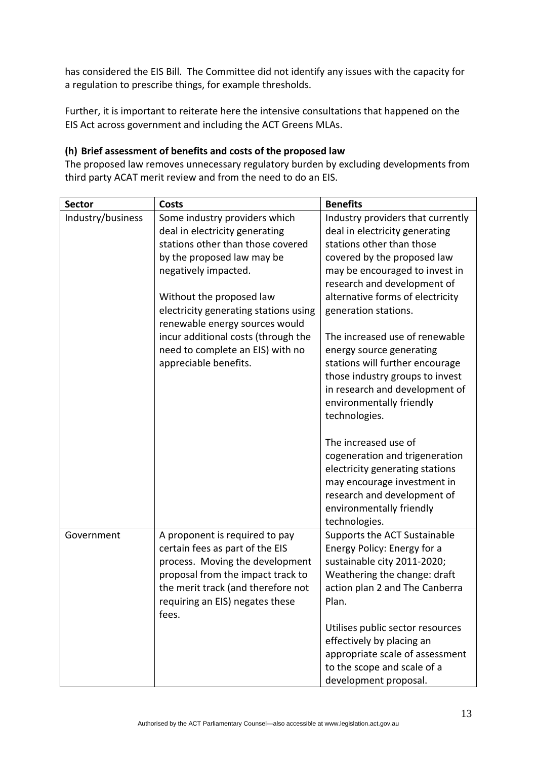has considered the EIS Bill. The Committee did not identify any issues with the capacity for a regulation to prescribe things, for example thresholds.

Further, it is important to reiterate here the intensive consultations that happened on the EIS Act across government and including the ACT Greens MLAs.

### (h) Brief assessment of benefits and costs of the proposed law

The proposed law removes unnecessary regulatory burden by excluding developments from third party ACAT merit review and from the need to do an EIS.

| Sector | Costs | Benefits |
|---|---|---|
| Industry/business | Some industry providers which deal in electricity generating stations other than those covered by the proposed law may be negatively impacted.<br><br>Without the proposed law electricity generating stations using renewable energy sources would incur additional costs (through the need to complete an EIS) with no appreciable benefits. | Industry providers that currently deal in electricity generating stations other than those covered by the proposed law may be encouraged to invest in research and development of alternative forms of electricity generation stations.<br><br>The increased use of renewable energy source generating stations will further encourage those industry groups to invest in research and development of environmentally friendly technologies.<br><br>The increased use of cogeneration and trigeneration electricity generating stations may encourage investment in research and development of environmentally friendly technologies. |
| Government | A proponent is required to pay certain fees as part of the EIS process. Moving the development proposal from the impact track to the merit track (and therefore not requiring an EIS) negates these fees. | Supports the ACT Sustainable Energy Policy: Energy for a sustainable city 2011-2020; Weathering the change: draft action plan 2 and The Canberra Plan.<br><br>Utilises public sector resources effectively by placing an appropriate scale of assessment to the scope and scale of a development proposal. |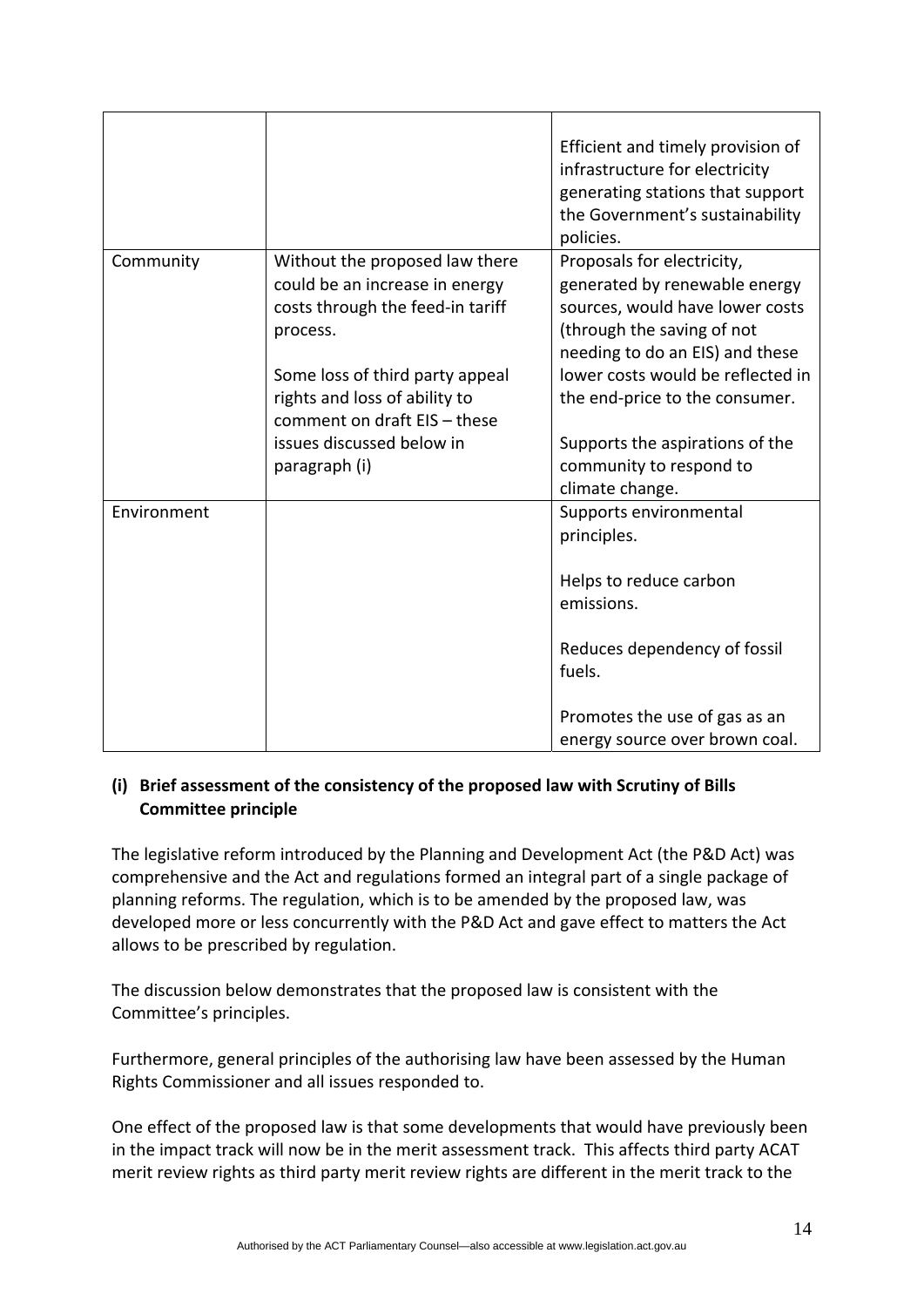| | | |
|---|---|---|
| | | Efficient and timely provision of infrastructure for electricity generating stations that support the Government's sustainability policies. |
| Community | Without the proposed law there could be an increase in energy costs through the feed-in tariff process.<br><br>Some loss of third party appeal rights and loss of ability to comment on draft EIS – these issues discussed below in paragraph (i) | Proposals for electricity, generated by renewable energy sources, would have lower costs (through the saving of not needing to do an EIS) and these lower costs would be reflected in the end-price to the consumer.<br><br>Supports the aspirations of the community to respond to climate change. |
| Environment | | Supports environmental principles.<br><br>Helps to reduce carbon emissions.<br><br>Reduces dependency of fossil fuels.<br><br>Promotes the use of gas as an energy source over brown coal. |

**(i) Brief assessment of the consistency of the proposed law with Scrutiny of Bills Committee principle**

The legislative reform introduced by the Planning and Development Act (the P&D Act) was comprehensive and the Act and regulations formed an integral part of a single package of planning reforms. The regulation, which is to be amended by the proposed law, was developed more or less concurrently with the P&D Act and gave effect to matters the Act allows to be prescribed by regulation.

The discussion below demonstrates that the proposed law is consistent with the Committee's principles.

Furthermore, general principles of the authorising law have been assessed by the Human Rights Commissioner and all issues responded to.

One effect of the proposed law is that some developments that would have previously been in the impact track will now be in the merit assessment track. This affects third party ACAT merit review rights as third party merit review rights are different in the merit track to the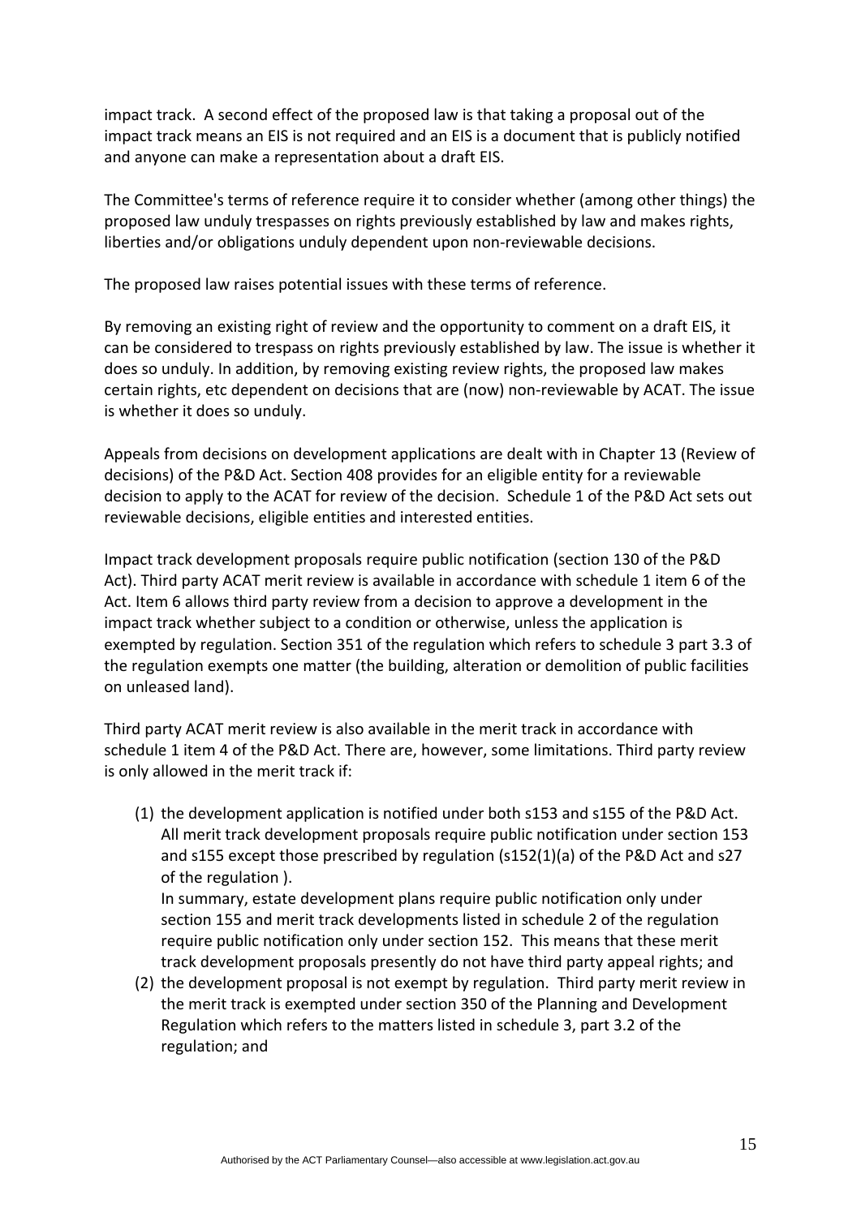impact track. A second effect of the proposed law is that taking a proposal out of the impact track means an EIS is not required and an EIS is a document that is publicly notified and anyone can make a representation about a draft EIS.

The Committee's terms of reference require it to consider whether (among other things) the proposed law unduly trespasses on rights previously established by law and makes rights, liberties and/or obligations unduly dependent upon non-reviewable decisions.

The proposed law raises potential issues with these terms of reference.

By removing an existing right of review and the opportunity to comment on a draft EIS, it can be considered to trespass on rights previously established by law. The issue is whether it does so unduly. In addition, by removing existing review rights, the proposed law makes certain rights, etc dependent on decisions that are (now) non-reviewable by ACAT. The issue is whether it does so unduly.

Appeals from decisions on development applications are dealt with in Chapter 13 (Review of decisions) of the P&D Act. Section 408 provides for an eligible entity for a reviewable decision to apply to the ACAT for review of the decision. Schedule 1 of the P&D Act sets out reviewable decisions, eligible entities and interested entities.

Impact track development proposals require public notification (section 130 of the P&D Act). Third party ACAT merit review is available in accordance with schedule 1 item 6 of the Act. Item 6 allows third party review from a decision to approve a development in the impact track whether subject to a condition or otherwise, unless the application is exempted by regulation. Section 351 of the regulation which refers to schedule 3 part 3.3 of the regulation exempts one matter (the building, alteration or demolition of public facilities on unleased land).

Third party ACAT merit review is also available in the merit track in accordance with schedule 1 item 4 of the P&D Act. There are, however, some limitations. Third party review is only allowed in the merit track if:

(1) the development application is notified under both s153 and s155 of the P&D Act. All merit track development proposals require public notification under section 153 and s155 except those prescribed by regulation (s152(1)(a) of the P&D Act and s27 of the regulation ).
    In summary, estate development plans require public notification only under section 155 and merit track developments listed in schedule 2 of the regulation require public notification only under section 152. This means that these merit track development proposals presently do not have third party appeal rights; and
(2) the development proposal is not exempt by regulation. Third party merit review in the merit track is exempted under section 350 of the Planning and Development Regulation which refers to the matters listed in schedule 3, part 3.2 of the regulation; and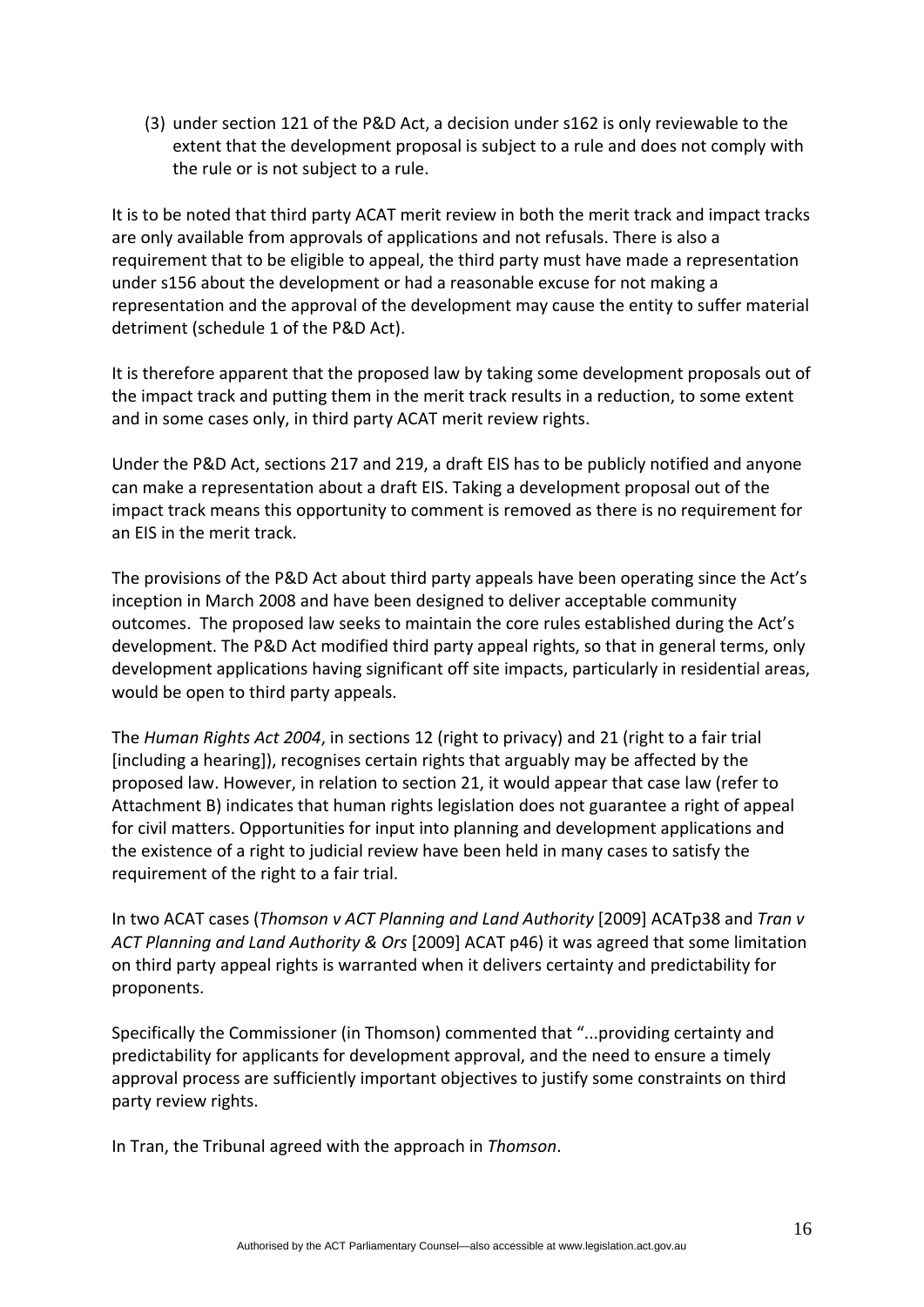(3) under section 121 of the P&D Act, a decision under s162 is only reviewable to the extent that the development proposal is subject to a rule and does not comply with the rule or is not subject to a rule.

It is to be noted that third party ACAT merit review in both the merit track and impact tracks are only available from approvals of applications and not refusals. There is also a requirement that to be eligible to appeal, the third party must have made a representation under s156 about the development or had a reasonable excuse for not making a representation and the approval of the development may cause the entity to suffer material detriment (schedule 1 of the P&D Act).

It is therefore apparent that the proposed law by taking some development proposals out of the impact track and putting them in the merit track results in a reduction, to some extent and in some cases only, in third party ACAT merit review rights.

Under the P&D Act, sections 217 and 219, a draft EIS has to be publicly notified and anyone can make a representation about a draft EIS. Taking a development proposal out of the impact track means this opportunity to comment is removed as there is no requirement for an EIS in the merit track.

The provisions of the P&D Act about third party appeals have been operating since the Act's inception in March 2008 and have been designed to deliver acceptable community outcomes. The proposed law seeks to maintain the core rules established during the Act's development. The P&D Act modified third party appeal rights, so that in general terms, only development applications having significant off site impacts, particularly in residential areas, would be open to third party appeals.

The *Human Rights Act 2004*, in sections 12 (right to privacy) and 21 (right to a fair trial [including a hearing]), recognises certain rights that arguably may be affected by the proposed law. However, in relation to section 21, it would appear that case law (refer to Attachment B) indicates that human rights legislation does not guarantee a right of appeal for civil matters. Opportunities for input into planning and development applications and the existence of a right to judicial review have been held in many cases to satisfy the requirement of the right to a fair trial.

In two ACAT cases (*Thomson v ACT Planning and Land Authority* [2009] ACATp38 and *Tran v ACT Planning and Land Authority & Ors* [2009] ACAT p46) it was agreed that some limitation on third party appeal rights is warranted when it delivers certainty and predictability for proponents.

Specifically the Commissioner (in Thomson) commented that "...providing certainty and predictability for applicants for development approval, and the need to ensure a timely approval process are sufficiently important objectives to justify some constraints on third party review rights.

In Tran, the Tribunal agreed with the approach in *Thomson*.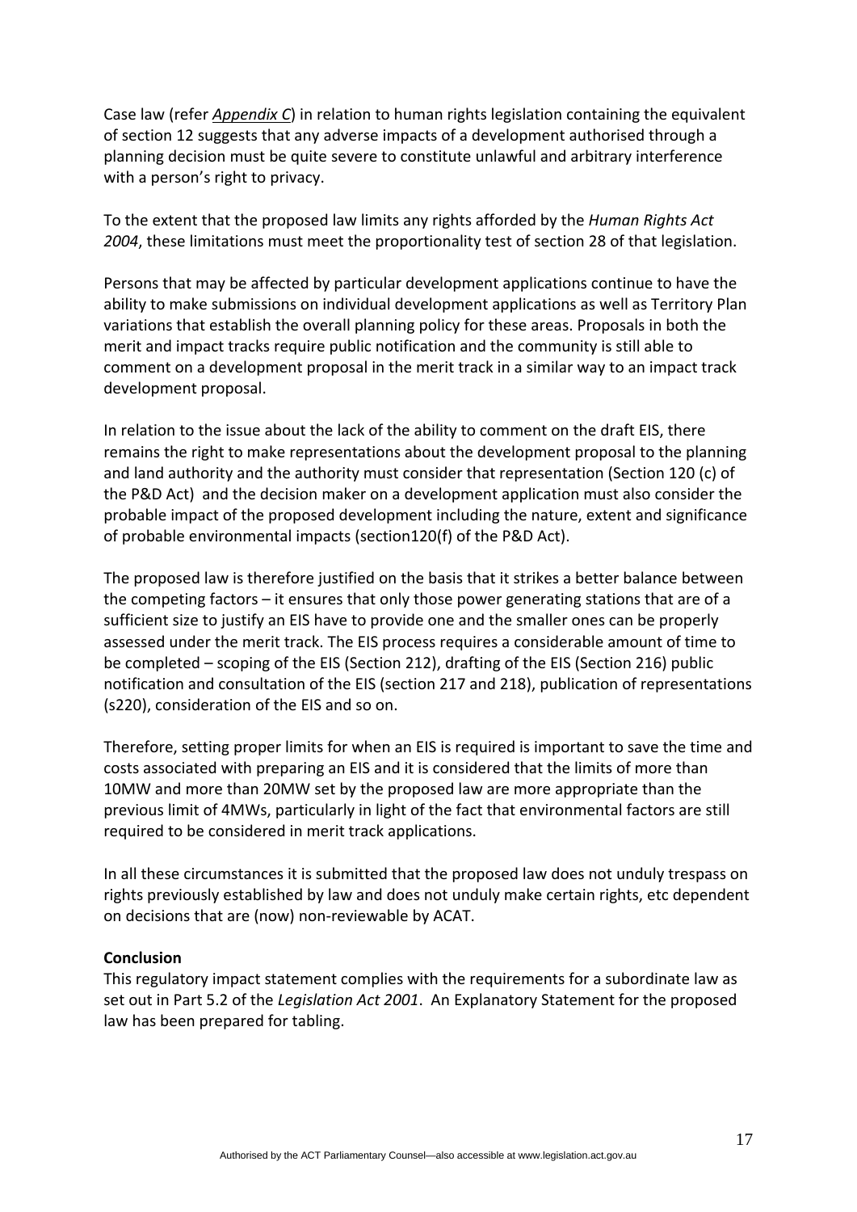Case law (refer *Appendix C*) in relation to human rights legislation containing the equivalent of section 12 suggests that any adverse impacts of a development authorised through a planning decision must be quite severe to constitute unlawful and arbitrary interference with a person's right to privacy.

To the extent that the proposed law limits any rights afforded by the *Human Rights Act 2004*, these limitations must meet the proportionality test of section 28 of that legislation.

Persons that may be affected by particular development applications continue to have the ability to make submissions on individual development applications as well as Territory Plan variations that establish the overall planning policy for these areas. Proposals in both the merit and impact tracks require public notification and the community is still able to comment on a development proposal in the merit track in a similar way to an impact track development proposal.

In relation to the issue about the lack of the ability to comment on the draft EIS, there remains the right to make representations about the development proposal to the planning and land authority and the authority must consider that representation (Section 120 (c) of the P&D Act) and the decision maker on a development application must also consider the probable impact of the proposed development including the nature, extent and significance of probable environmental impacts (section120(f) of the P&D Act).

The proposed law is therefore justified on the basis that it strikes a better balance between the competing factors – it ensures that only those power generating stations that are of a sufficient size to justify an EIS have to provide one and the smaller ones can be properly assessed under the merit track. The EIS process requires a considerable amount of time to be completed – scoping of the EIS (Section 212), drafting of the EIS (Section 216) public notification and consultation of the EIS (section 217 and 218), publication of representations (s220), consideration of the EIS and so on.

Therefore, setting proper limits for when an EIS is required is important to save the time and costs associated with preparing an EIS and it is considered that the limits of more than 10MW and more than 20MW set by the proposed law are more appropriate than the previous limit of 4MWs, particularly in light of the fact that environmental factors are still required to be considered in merit track applications.

In all these circumstances it is submitted that the proposed law does not unduly trespass on rights previously established by law and does not unduly make certain rights, etc dependent on decisions that are (now) non-reviewable by ACAT.

**Conclusion**

This regulatory impact statement complies with the requirements for a subordinate law as set out in Part 5.2 of the *Legislation Act 2001*. An Explanatory Statement for the proposed law has been prepared for tabling.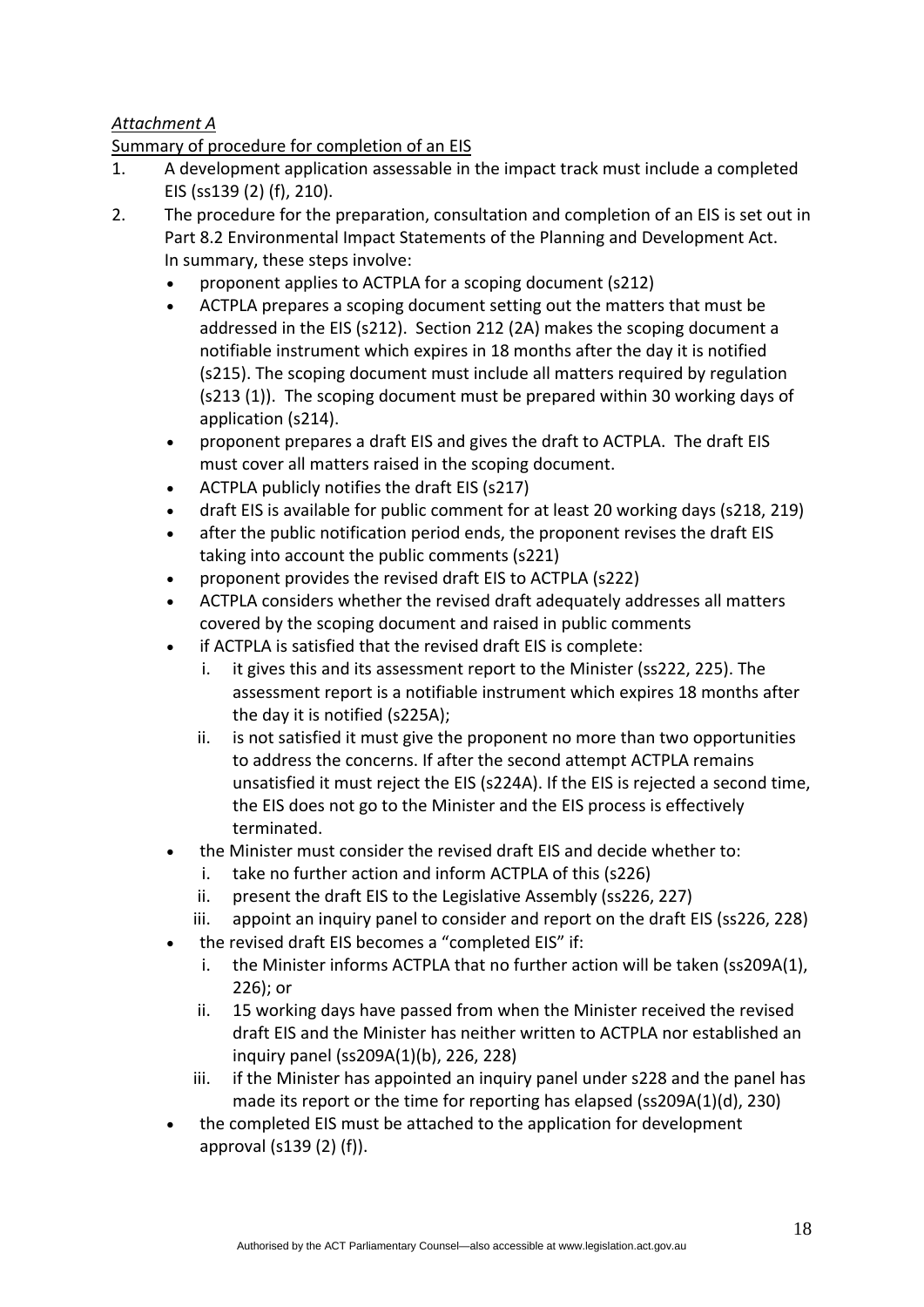*Attachment A*

Summary of procedure for completion of an EIS

1. A development application assessable in the impact track must include a completed EIS (ss139 (2) (f), 210).
2. The procedure for the preparation, consultation and completion of an EIS is set out in Part 8.2 Environmental Impact Statements of the Planning and Development Act. In summary, these steps involve:
   - proponent applies to ACTPLA for a scoping document (s212)
   - ACTPLA prepares a scoping document setting out the matters that must be addressed in the EIS (s212). Section 212 (2A) makes the scoping document a notifiable instrument which expires in 18 months after the day it is notified (s215). The scoping document must include all matters required by regulation (s213 (1)). The scoping document must be prepared within 30 working days of application (s214).
   - proponent prepares a draft EIS and gives the draft to ACTPLA. The draft EIS must cover all matters raised in the scoping document.
   - ACTPLA publicly notifies the draft EIS (s217)
   - draft EIS is available for public comment for at least 20 working days (s218, 219)
   - after the public notification period ends, the proponent revises the draft EIS taking into account the public comments (s221)
   - proponent provides the revised draft EIS to ACTPLA (s222)
   - ACTPLA considers whether the revised draft adequately addresses all matters covered by the scoping document and raised in public comments
   - if ACTPLA is satisfied that the revised draft EIS is complete:
     1. it gives this and its assessment report to the Minister (ss222, 225). The assessment report is a notifiable instrument which expires 18 months after the day it is notified (s225A);
     2. is not satisfied it must give the proponent no more than two opportunities to address the concerns. If after the second attempt ACTPLA remains unsatisfied it must reject the EIS (s224A). If the EIS is rejected a second time, the EIS does not go to the Minister and the EIS process is effectively terminated.
   - the Minister must consider the revised draft EIS and decide whether to:
     1. take no further action and inform ACTPLA of this (s226)
     2. present the draft EIS to the Legislative Assembly (ss226, 227)
     3. appoint an inquiry panel to consider and report on the draft EIS (ss226, 228)
   - the revised draft EIS becomes a "completed EIS" if:
     1. the Minister informs ACTPLA that no further action will be taken (ss209A(1), 226); or
     2. 15 working days have passed from when the Minister received the revised draft EIS and the Minister has neither written to ACTPLA nor established an inquiry panel (ss209A(1)(b), 226, 228)
     3. if the Minister has appointed an inquiry panel under s228 and the panel has made its report or the time for reporting has elapsed (ss209A(1)(d), 230)
   - the completed EIS must be attached to the application for development approval (s139 (2) (f)).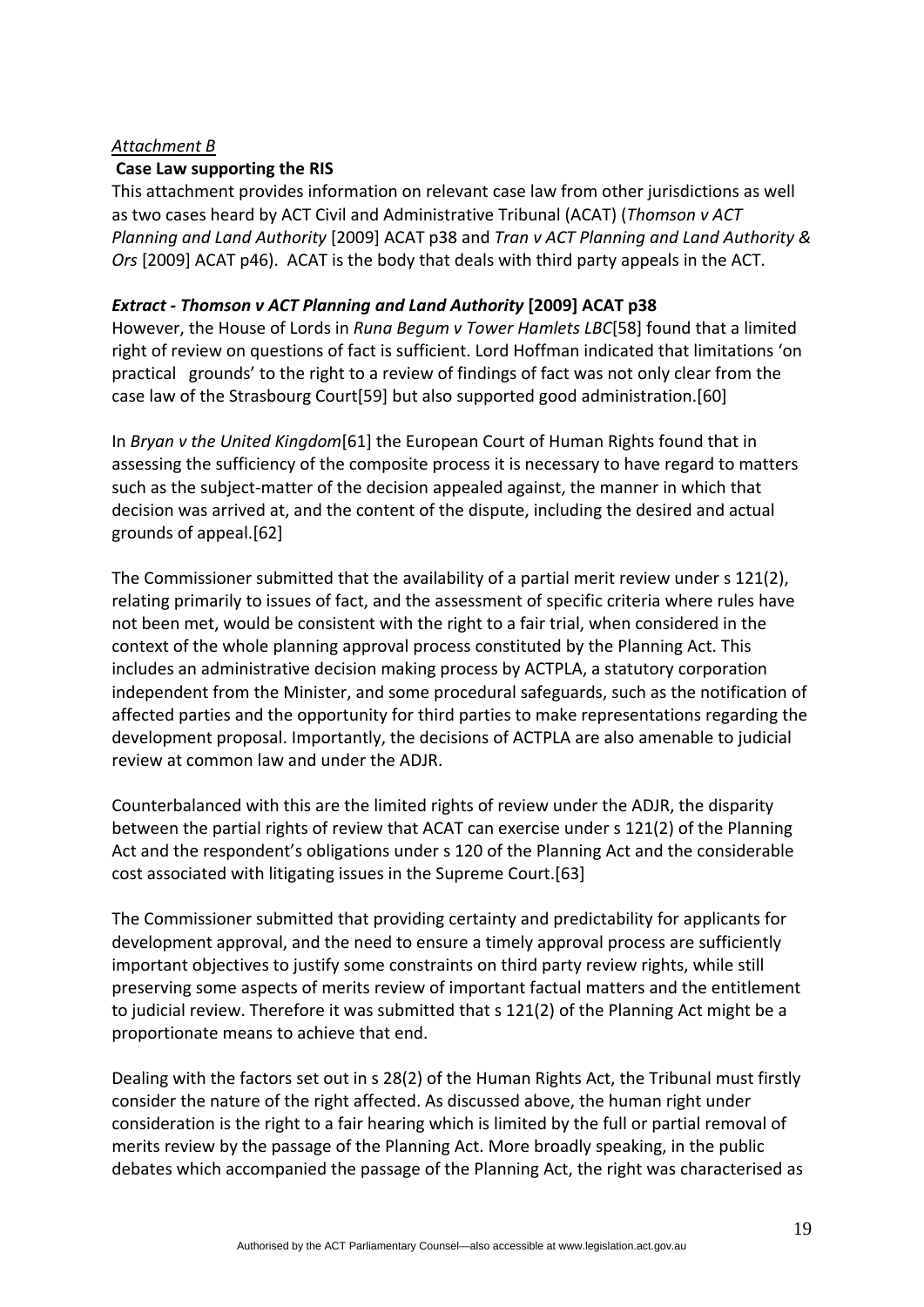*Attachment B*

**Case Law supporting the RIS**

This attachment provides information on relevant case law from other jurisdictions as well as two cases heard by ACT Civil and Administrative Tribunal (ACAT) (*Thomson v ACT Planning and Land Authority* [2009] ACAT p38 and *Tran v ACT Planning and Land Authority & Ors* [2009] ACAT p46). ACAT is the body that deals with third party appeals in the ACT.

***Extract - Thomson v ACT Planning and Land Authority* [2009] ACAT p38**

However, the House of Lords in *Runa Begum v Tower Hamlets LBC*[58] found that a limited right of review on questions of fact is sufficient. Lord Hoffman indicated that limitations 'on practical grounds' to the right to a review of findings of fact was not only clear from the case law of the Strasbourg Court[59] but also supported good administration.[60]

In *Bryan v the United Kingdom*[61] the European Court of Human Rights found that in assessing the sufficiency of the composite process it is necessary to have regard to matters such as the subject-matter of the decision appealed against, the manner in which that decision was arrived at, and the content of the dispute, including the desired and actual grounds of appeal.[62]

The Commissioner submitted that the availability of a partial merit review under s 121(2), relating primarily to issues of fact, and the assessment of specific criteria where rules have not been met, would be consistent with the right to a fair trial, when considered in the context of the whole planning approval process constituted by the Planning Act. This includes an administrative decision making process by ACTPLA, a statutory corporation independent from the Minister, and some procedural safeguards, such as the notification of affected parties and the opportunity for third parties to make representations regarding the development proposal. Importantly, the decisions of ACTPLA are also amenable to judicial review at common law and under the ADJR.

Counterbalanced with this are the limited rights of review under the ADJR, the disparity between the partial rights of review that ACAT can exercise under s 121(2) of the Planning Act and the respondent's obligations under s 120 of the Planning Act and the considerable cost associated with litigating issues in the Supreme Court.[63]

The Commissioner submitted that providing certainty and predictability for applicants for development approval, and the need to ensure a timely approval process are sufficiently important objectives to justify some constraints on third party review rights, while still preserving some aspects of merits review of important factual matters and the entitlement to judicial review. Therefore it was submitted that s 121(2) of the Planning Act might be a proportionate means to achieve that end.

Dealing with the factors set out in s 28(2) of the Human Rights Act, the Tribunal must firstly consider the nature of the right affected. As discussed above, the human right under consideration is the right to a fair hearing which is limited by the full or partial removal of merits review by the passage of the Planning Act. More broadly speaking, in the public debates which accompanied the passage of the Planning Act, the right was characterised as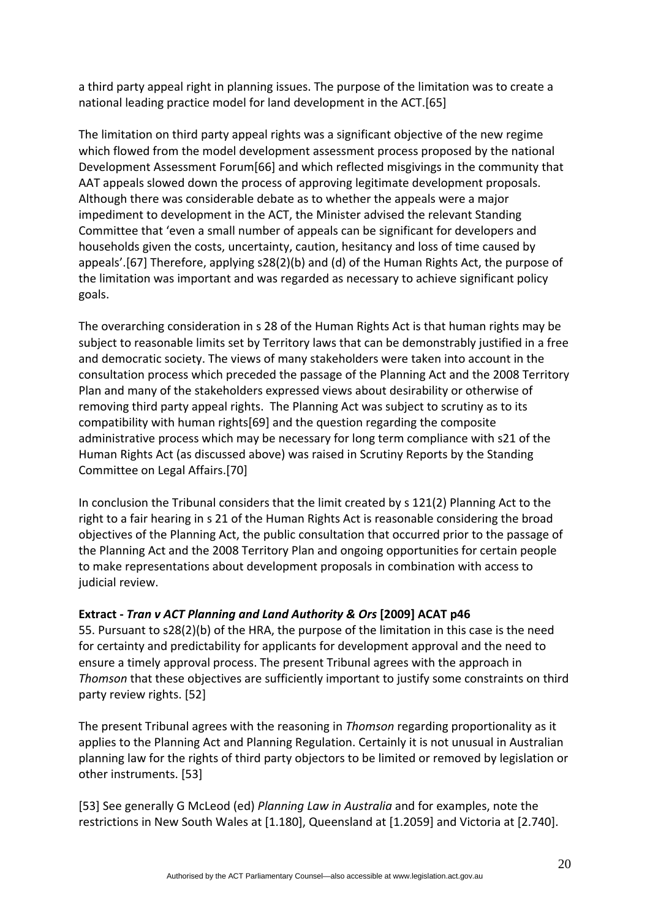a third party appeal right in planning issues. The purpose of the limitation was to create a national leading practice model for land development in the ACT.[65]

The limitation on third party appeal rights was a significant objective of the new regime which flowed from the model development assessment process proposed by the national Development Assessment Forum[66] and which reflected misgivings in the community that AAT appeals slowed down the process of approving legitimate development proposals. Although there was considerable debate as to whether the appeals were a major impediment to development in the ACT, the Minister advised the relevant Standing Committee that 'even a small number of appeals can be significant for developers and households given the costs, uncertainty, caution, hesitancy and loss of time caused by appeals'.[67] Therefore, applying s28(2)(b) and (d) of the Human Rights Act, the purpose of the limitation was important and was regarded as necessary to achieve significant policy goals.

The overarching consideration in s 28 of the Human Rights Act is that human rights may be subject to reasonable limits set by Territory laws that can be demonstrably justified in a free and democratic society. The views of many stakeholders were taken into account in the consultation process which preceded the passage of the Planning Act and the 2008 Territory Plan and many of the stakeholders expressed views about desirability or otherwise of removing third party appeal rights. The Planning Act was subject to scrutiny as to its compatibility with human rights[69] and the question regarding the composite administrative process which may be necessary for long term compliance with s21 of the Human Rights Act (as discussed above) was raised in Scrutiny Reports by the Standing Committee on Legal Affairs.[70]

In conclusion the Tribunal considers that the limit created by s 121(2) Planning Act to the right to a fair hearing in s 21 of the Human Rights Act is reasonable considering the broad objectives of the Planning Act, the public consultation that occurred prior to the passage of the Planning Act and the 2008 Territory Plan and ongoing opportunities for certain people to make representations about development proposals in combination with access to judicial review.

**Extract - *Tran v ACT Planning and Land Authority & Ors* [2009] ACAT p46**

55. Pursuant to s28(2)(b) of the HRA, the purpose of the limitation in this case is the need for certainty and predictability for applicants for development approval and the need to ensure a timely approval process. The present Tribunal agrees with the approach in *Thomson* that these objectives are sufficiently important to justify some constraints on third party review rights. [52]

The present Tribunal agrees with the reasoning in *Thomson* regarding proportionality as it applies to the Planning Act and Planning Regulation. Certainly it is not unusual in Australian planning law for the rights of third party objectors to be limited or removed by legislation or other instruments. [53]

[53] See generally G McLeod (ed) *Planning Law in Australia* and for examples, note the restrictions in New South Wales at [1.180], Queensland at [1.2059] and Victoria at [2.740].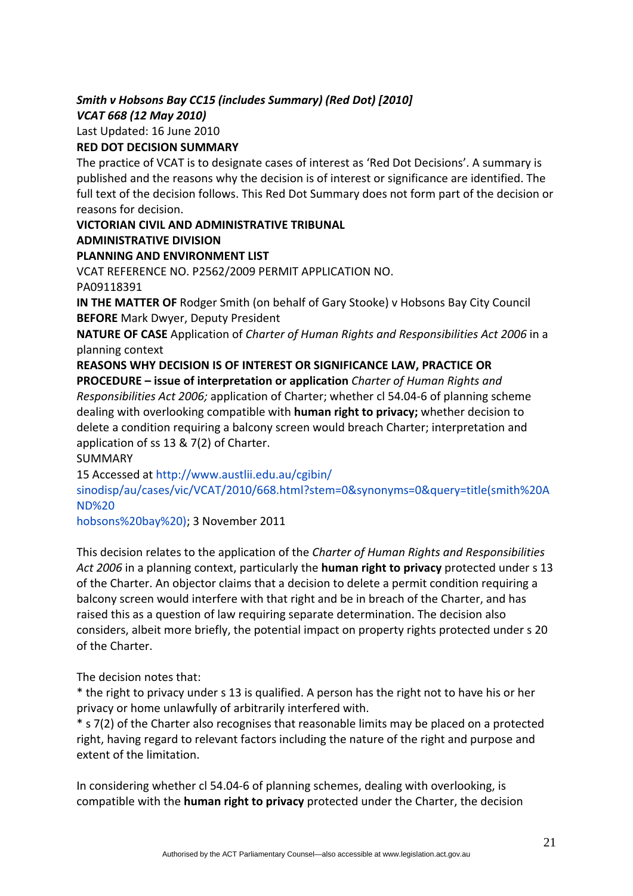***Smith v Hobsons Bay CC15 (includes Summary) (Red Dot) [2010] VCAT 668 (12 May 2010)***

Last Updated: 16 June 2010

**RED DOT DECISION SUMMARY**

The practice of VCAT is to designate cases of interest as 'Red Dot Decisions'. A summary is published and the reasons why the decision is of interest or significance are identified. The full text of the decision follows. This Red Dot Summary does not form part of the decision or reasons for decision.

**VICTORIAN CIVIL AND ADMINISTRATIVE TRIBUNAL**

**ADMINISTRATIVE DIVISION**

**PLANNING AND ENVIRONMENT LIST**

VCAT REFERENCE NO. P2562/2009 PERMIT APPLICATION NO. PA09118391

**IN THE MATTER OF** Rodger Smith (on behalf of Gary Stooke) v Hobsons Bay City Council

**BEFORE** Mark Dwyer, Deputy President

**NATURE OF CASE** Application of *Charter of Human Rights and Responsibilities Act 2006* in a planning context

**REASONS WHY DECISION IS OF INTEREST OR SIGNIFICANCE LAW, PRACTICE OR PROCEDURE – issue of interpretation or application** *Charter of Human Rights and Responsibilities Act 2006;* application of Charter; whether cl 54.04-6 of planning scheme dealing with overlooking compatible with **human right to privacy;** whether decision to delete a condition requiring a balcony screen would breach Charter; interpretation and application of ss 13 & 7(2) of Charter.

SUMMARY

15 Accessed at http://www.austlii.edu.au/cgibin/sinodisp/au/cases/vic/VCAT/2010/668.html?stem=0&synonyms=0&query=title(smith%20AND%20hobsons%20bay%20); 3 November 2011

This decision relates to the application of the *Charter of Human Rights and Responsibilities Act 2006* in a planning context, particularly the **human right to privacy** protected under s 13 of the Charter. An objector claims that a decision to delete a permit condition requiring a balcony screen would interfere with that right and be in breach of the Charter, and has raised this as a question of law requiring separate determination. The decision also considers, albeit more briefly, the potential impact on property rights protected under s 20 of the Charter.

The decision notes that:

* the right to privacy under s 13 is qualified. A person has the right not to have his or her privacy or home unlawfully of arbitrarily interfered with.
* s 7(2) of the Charter also recognises that reasonable limits may be placed on a protected right, having regard to relevant factors including the nature of the right and purpose and extent of the limitation.

In considering whether cl 54.04-6 of planning schemes, dealing with overlooking, is compatible with the **human right to privacy** protected under the Charter, the decision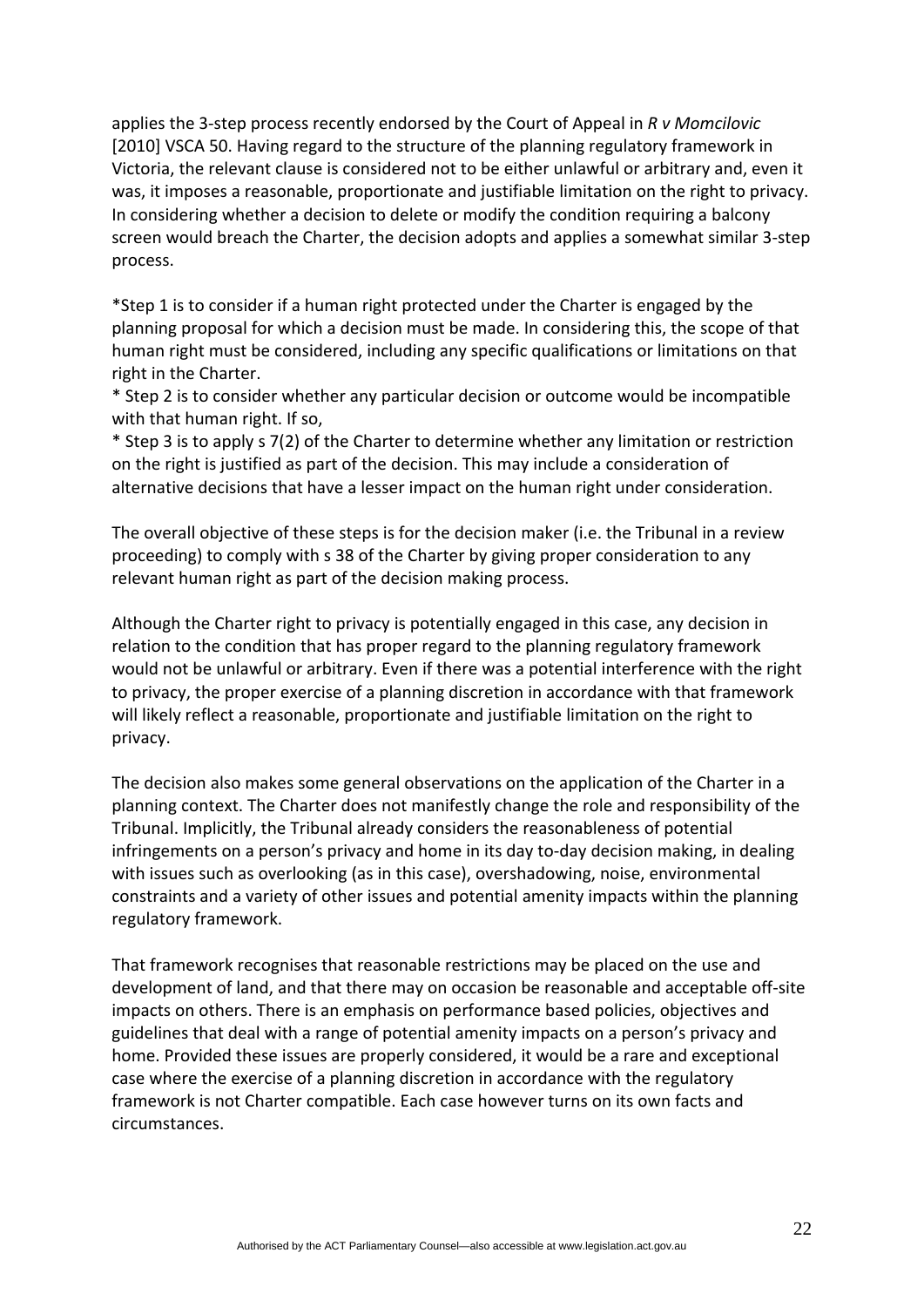applies the 3-step process recently endorsed by the Court of Appeal in *R v Momcilovic* [2010] VSCA 50. Having regard to the structure of the planning regulatory framework in Victoria, the relevant clause is considered not to be either unlawful or arbitrary and, even it was, it imposes a reasonable, proportionate and justifiable limitation on the right to privacy. In considering whether a decision to delete or modify the condition requiring a balcony screen would breach the Charter, the decision adopts and applies a somewhat similar 3-step process.

*Step 1 is to consider if a human right protected under the Charter is engaged by the planning proposal for which a decision must be made. In considering this, the scope of that human right must be considered, including any specific qualifications or limitations on that right in the Charter.
* Step 2 is to consider whether any particular decision or outcome would be incompatible with that human right. If so,
* Step 3 is to apply s 7(2) of the Charter to determine whether any limitation or restriction on the right is justified as part of the decision. This may include a consideration of alternative decisions that have a lesser impact on the human right under consideration.

The overall objective of these steps is for the decision maker (i.e. the Tribunal in a review proceeding) to comply with s 38 of the Charter by giving proper consideration to any relevant human right as part of the decision making process.

Although the Charter right to privacy is potentially engaged in this case, any decision in relation to the condition that has proper regard to the planning regulatory framework would not be unlawful or arbitrary. Even if there was a potential interference with the right to privacy, the proper exercise of a planning discretion in accordance with that framework will likely reflect a reasonable, proportionate and justifiable limitation on the right to privacy.

The decision also makes some general observations on the application of the Charter in a planning context. The Charter does not manifestly change the role and responsibility of the Tribunal. Implicitly, the Tribunal already considers the reasonableness of potential infringements on a person's privacy and home in its day to-day decision making, in dealing with issues such as overlooking (as in this case), overshadowing, noise, environmental constraints and a variety of other issues and potential amenity impacts within the planning regulatory framework.

That framework recognises that reasonable restrictions may be placed on the use and development of land, and that there may on occasion be reasonable and acceptable off-site impacts on others. There is an emphasis on performance based policies, objectives and guidelines that deal with a range of potential amenity impacts on a person's privacy and home. Provided these issues are properly considered, it would be a rare and exceptional case where the exercise of a planning discretion in accordance with the regulatory framework is not Charter compatible. Each case however turns on its own facts and circumstances.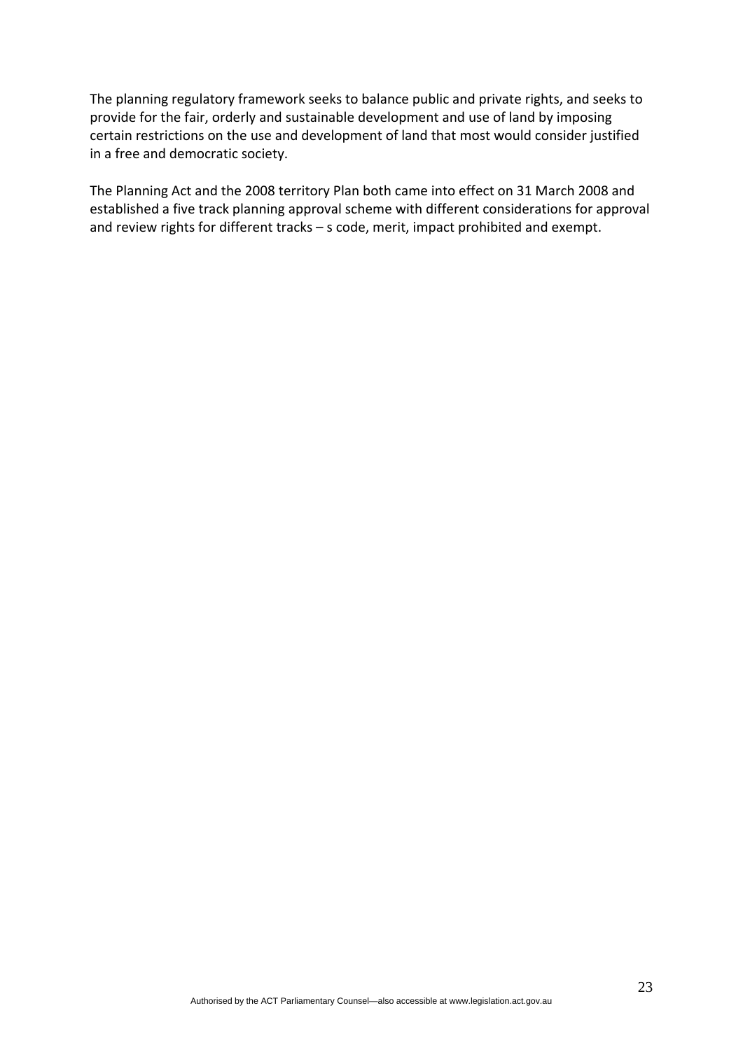The planning regulatory framework seeks to balance public and private rights, and seeks to provide for the fair, orderly and sustainable development and use of land by imposing certain restrictions on the use and development of land that most would consider justified in a free and democratic society.

The Planning Act and the 2008 territory Plan both came into effect on 31 March 2008 and established a five track planning approval scheme with different considerations for approval and review rights for different tracks – s code, merit, impact prohibited and exempt.